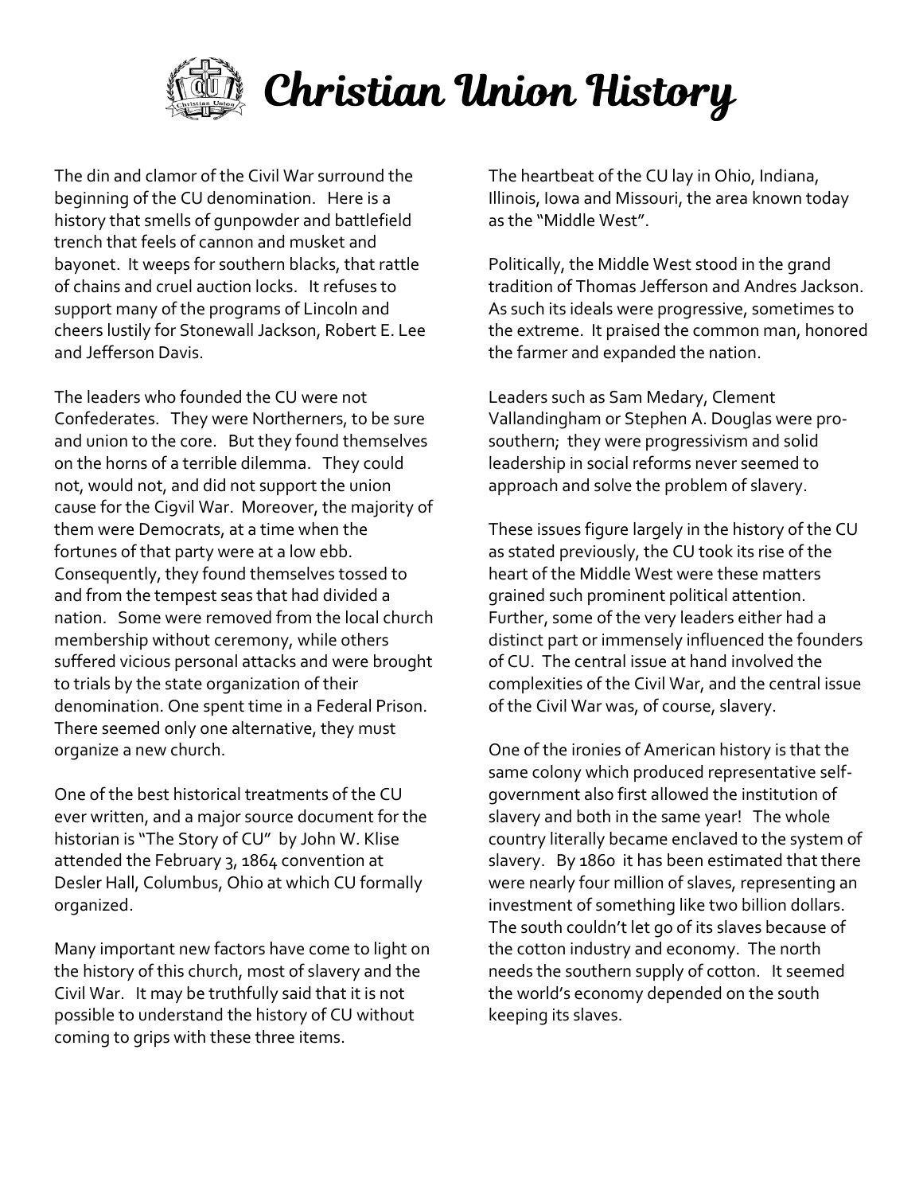# Christian Union History

The din and clamor of the Civil War surround the beginning of the CU denomination. Here is a history that smells of gunpowder and battlefield trench that feels of cannon and musket and bayonet. It weeps for southern blacks, that rattle of chains and cruel auction locks. It refuses to support many of the programs of Lincoln and cheers lustily for Stonewall Jackson, Robert E. Lee and Jefferson Davis.

The leaders who founded the CU were not Confederates. They were Northerners, to be sure and union to the core. But they found themselves on the horns of a terrible dilemma. They could not, would not, and did not support the union cause for the Ci9vil War. Moreover, the majority of them were Democrats, at a time when the fortunes of that party were at a low ebb. Consequently, they found themselves tossed to and from the tempest seas that had divided a nation. Some were removed from the local church membership without ceremony, while others suffered vicious personal attacks and were brought to trials by the state organization of their denomination. One spent time in a Federal Prison. There seemed only one alternative, they must organize a new church.

One of the best historical treatments of the CU ever written, and a major source document for the historian is "The Story of CU" by John W. Klise attended the February 3, 1864 convention at Desler Hall, Columbus, Ohio at which CU formally organized.

Many important new factors have come to light on the history of this church, most of slavery and the Civil War. It may be truthfully said that it is not possible to understand the history of CU without coming to grips with these three items.

The heartbeat of the CU lay in Ohio, Indiana, Illinois, Iowa and Missouri, the area known today as the "Middle West".

Politically, the Middle West stood in the grand tradition of Thomas Jefferson and Andres Jackson. As such its ideals were progressive, sometimes to the extreme. It praised the common man, honored the farmer and expanded the nation.

Leaders such as Sam Medary, Clement Vallandingham or Stephen A. Douglas were pro-southern; they were progressivism and solid leadership in social reforms never seemed to approach and solve the problem of slavery.

These issues figure largely in the history of the CU as stated previously, the CU took its rise of the heart of the Middle West were these matters grained such prominent political attention. Further, some of the very leaders either had a distinct part or immensely influenced the founders of CU. The central issue at hand involved the complexities of the Civil War, and the central issue of the Civil War was, of course, slavery.

One of the ironies of American history is that the same colony which produced representative self-government also first allowed the institution of slavery and both in the same year! The whole country literally became enclaved to the system of slavery. By 1860 it has been estimated that there were nearly four million of slaves, representing an investment of something like two billion dollars. The south couldn't let go of its slaves because of the cotton industry and economy. The north needs the southern supply of cotton. It seemed the world's economy depended on the south keeping its slaves.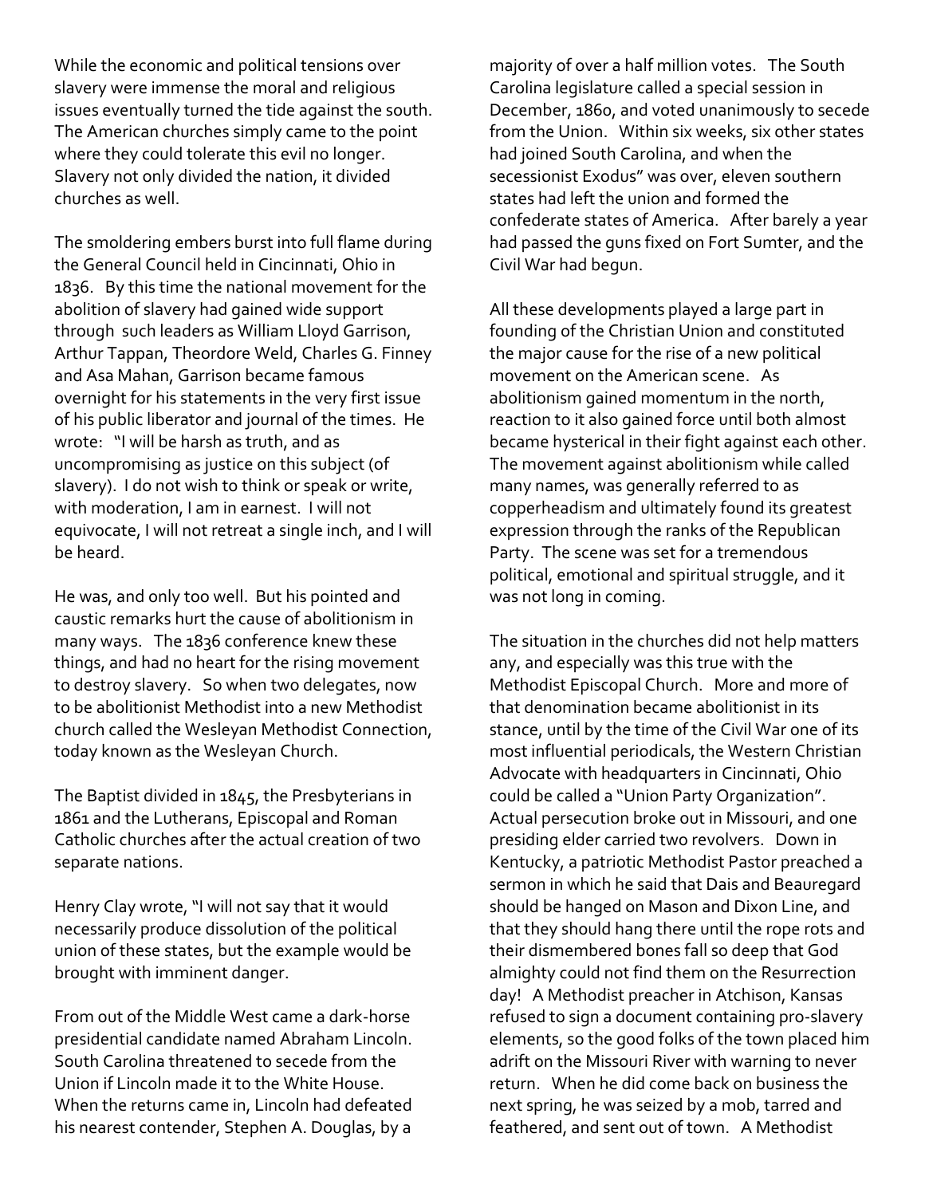While the economic and political tensions over slavery were immense the moral and religious issues eventually turned the tide against the south. The American churches simply came to the point where they could tolerate this evil no longer. Slavery not only divided the nation, it divided churches as well.

The smoldering embers burst into full flame during the General Council held in Cincinnati, Ohio in 1836. By this time the national movement for the abolition of slavery had gained wide support through such leaders as William Lloyd Garrison, Arthur Tappan, Theordore Weld, Charles G. Finney and Asa Mahan, Garrison became famous overnight for his statements in the very first issue of his public liberator and journal of the times. He wrote: "I will be harsh as truth, and as uncompromising as justice on this subject (of slavery). I do not wish to think or speak or write, with moderation, I am in earnest. I will not equivocate, I will not retreat a single inch, and I will be heard.

He was, and only too well. But his pointed and caustic remarks hurt the cause of abolitionism in many ways. The 1836 conference knew these things, and had no heart for the rising movement to destroy slavery. So when two delegates, now to be abolitionist Methodist into a new Methodist church called the Wesleyan Methodist Connection, today known as the Wesleyan Church.

The Baptist divided in 1845, the Presbyterians in 1861 and the Lutherans, Episcopal and Roman Catholic churches after the actual creation of two separate nations.

Henry Clay wrote, "I will not say that it would necessarily produce dissolution of the political union of these states, but the example would be brought with imminent danger.

From out of the Middle West came a dark-horse presidential candidate named Abraham Lincoln. South Carolina threatened to secede from the Union if Lincoln made it to the White House. When the returns came in, Lincoln had defeated his nearest contender, Stephen A. Douglas, by a majority of over a half million votes. The South Carolina legislature called a special session in December, 1860, and voted unanimously to secede from the Union. Within six weeks, six other states had joined South Carolina, and when the secessionist Exodus" was over, eleven southern states had left the union and formed the confederate states of America. After barely a year had passed the guns fixed on Fort Sumter, and the Civil War had begun.

All these developments played a large part in founding of the Christian Union and constituted the major cause for the rise of a new political movement on the American scene. As abolitionism gained momentum in the north, reaction to it also gained force until both almost became hysterical in their fight against each other. The movement against abolitionism while called many names, was generally referred to as copperheadism and ultimately found its greatest expression through the ranks of the Republican Party. The scene was set for a tremendous political, emotional and spiritual struggle, and it was not long in coming.

The situation in the churches did not help matters any, and especially was this true with the Methodist Episcopal Church. More and more of that denomination became abolitionist in its stance, until by the time of the Civil War one of its most influential periodicals, the Western Christian Advocate with headquarters in Cincinnati, Ohio could be called a "Union Party Organization". Actual persecution broke out in Missouri, and one presiding elder carried two revolvers. Down in Kentucky, a patriotic Methodist Pastor preached a sermon in which he said that Dais and Beauregard should be hanged on Mason and Dixon Line, and that they should hang there until the rope rots and their dismembered bones fall so deep that God almighty could not find them on the Resurrection day! A Methodist preacher in Atchison, Kansas refused to sign a document containing pro-slavery elements, so the good folks of the town placed him adrift on the Missouri River with warning to never return. When he did come back on business the next spring, he was seized by a mob, tarred and feathered, and sent out of town. A Methodist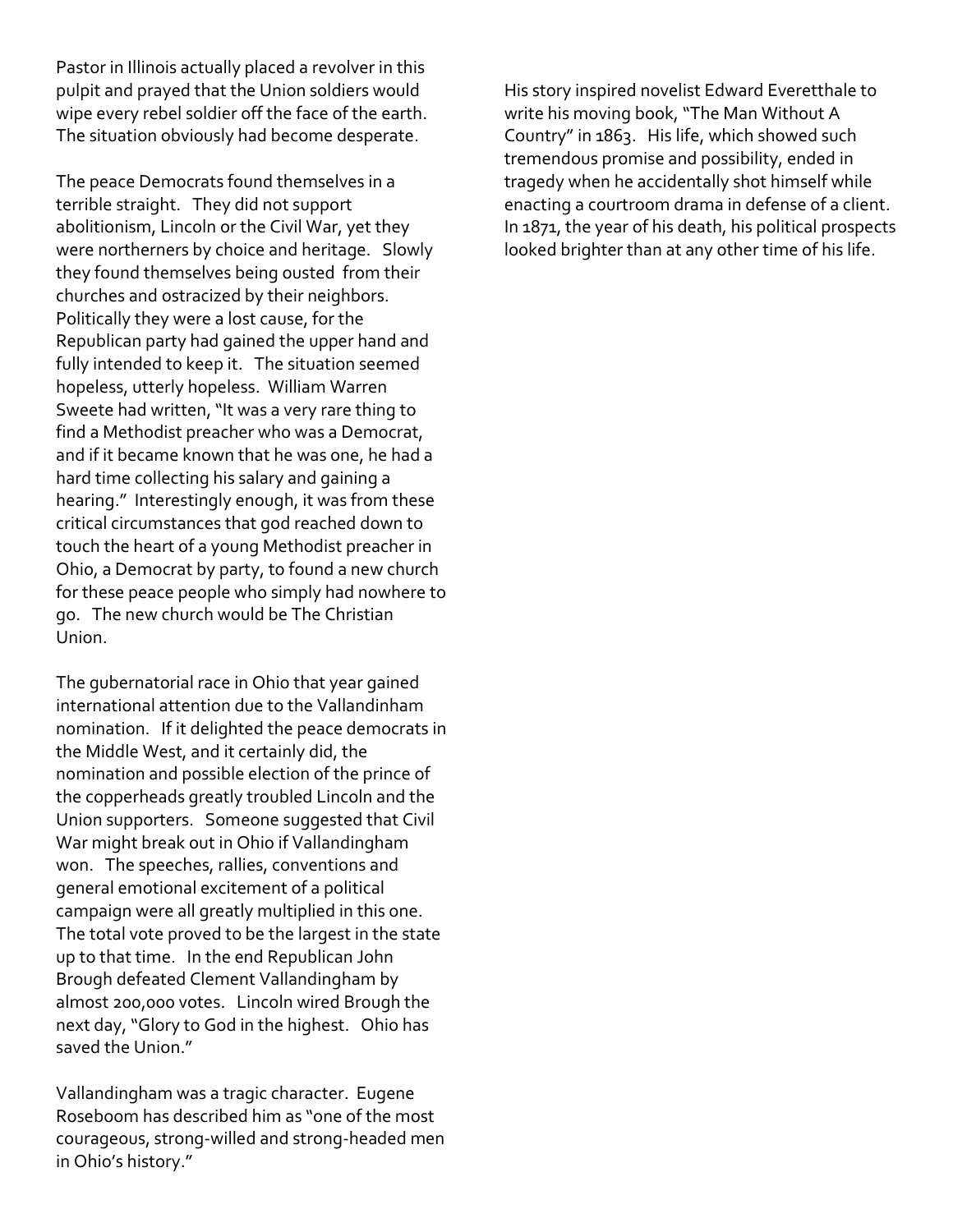Pastor in Illinois actually placed a revolver in this pulpit and prayed that the Union soldiers would wipe every rebel soldier off the face of the earth. The situation obviously had become desperate.

The peace Democrats found themselves in a terrible straight. They did not support abolitionism, Lincoln or the Civil War, yet they were northerners by choice and heritage. Slowly they found themselves being ousted from their churches and ostracized by their neighbors. Politically they were a lost cause, for the Republican party had gained the upper hand and fully intended to keep it. The situation seemed hopeless, utterly hopeless. William Warren Sweete had written, "It was a very rare thing to find a Methodist preacher who was a Democrat, and if it became known that he was one, he had a hard time collecting his salary and gaining a hearing." Interestingly enough, it was from these critical circumstances that god reached down to touch the heart of a young Methodist preacher in Ohio, a Democrat by party, to found a new church for these peace people who simply had nowhere to go. The new church would be The Christian Union.

The gubernatorial race in Ohio that year gained international attention due to the Vallandinham nomination. If it delighted the peace democrats in the Middle West, and it certainly did, the nomination and possible election of the prince of the copperheads greatly troubled Lincoln and the Union supporters. Someone suggested that Civil War might break out in Ohio if Vallandingham won. The speeches, rallies, conventions and general emotional excitement of a political campaign were all greatly multiplied in this one. The total vote proved to be the largest in the state up to that time. In the end Republican John Brough defeated Clement Vallandingham by almost 200,000 votes. Lincoln wired Brough the next day, "Glory to God in the highest. Ohio has saved the Union."

Vallandingham was a tragic character. Eugene Roseboom has described him as "one of the most courageous, strong-willed and strong-headed men in Ohio's history."

His story inspired novelist Edward Everetthale to write his moving book, "The Man Without A Country" in 1863. His life, which showed such tremendous promise and possibility, ended in tragedy when he accidentally shot himself while enacting a courtroom drama in defense of a client. In 1871, the year of his death, his political prospects looked brighter than at any other time of his life.